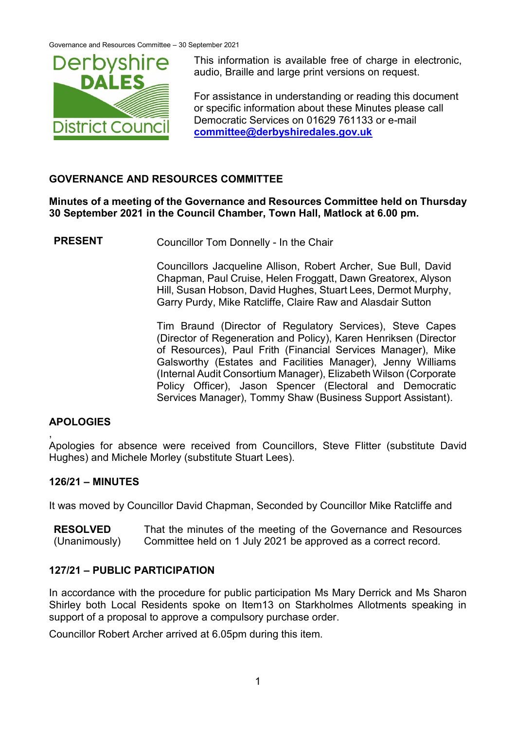This information is available free of charge in electronic, audio, Braille and large print versions on request.

For assistance in understanding or reading this document or specific information about these Minutes please call Democratic Services on 01629 761133 or e-mail committee@derbyshiredales.gov.uk

## GOVERNANCE AND RESOURCES COMMITTEE

**Minutes of a meeting of the Governance and Resources Committee held on Thursday 30 September 2021 in the Council Chamber, Town Hall, Matlock at 6.00 pm.**

**PRESENT** Councillor Tom Donnelly - In the Chair

Councillors Jacqueline Allison, Robert Archer, Sue Bull, David Chapman, Paul Cruise, Helen Froggatt, Dawn Greatorex, Alyson Hill, Susan Hobson, David Hughes, Stuart Lees, Dermot Murphy, Garry Purdy, Mike Ratcliffe, Claire Raw and Alasdair Sutton

Tim Braund (Director of Regulatory Services), Steve Capes (Director of Regeneration and Policy), Karen Henriksen (Director of Resources), Paul Frith (Financial Services Manager), Mike Galsworthy (Estates and Facilities Manager), Jenny Williams (Internal Audit Consortium Manager), Elizabeth Wilson (Corporate Policy Officer), Jason Spencer (Electoral and Democratic Services Manager), Tommy Shaw (Business Support Assistant).

### APOLOGIES

,
Apologies for absence were received from Councillors, Steve Flitter (substitute David Hughes) and Michele Morley (substitute Stuart Lees).

### 126/21 – MINUTES

It was moved by Councillor David Chapman, Seconded by Councillor Mike Ratcliffe and

**RESOLVED** (Unanimously) That the minutes of the meeting of the Governance and Resources Committee held on 1 July 2021 be approved as a correct record.

### 127/21 – PUBLIC PARTICIPATION

In accordance with the procedure for public participation Ms Mary Derrick and Ms Sharon Shirley both Local Residents spoke on Item13 on Starkholmes Allotments speaking in support of a proposal to approve a compulsory purchase order.

Councillor Robert Archer arrived at 6.05pm during this item.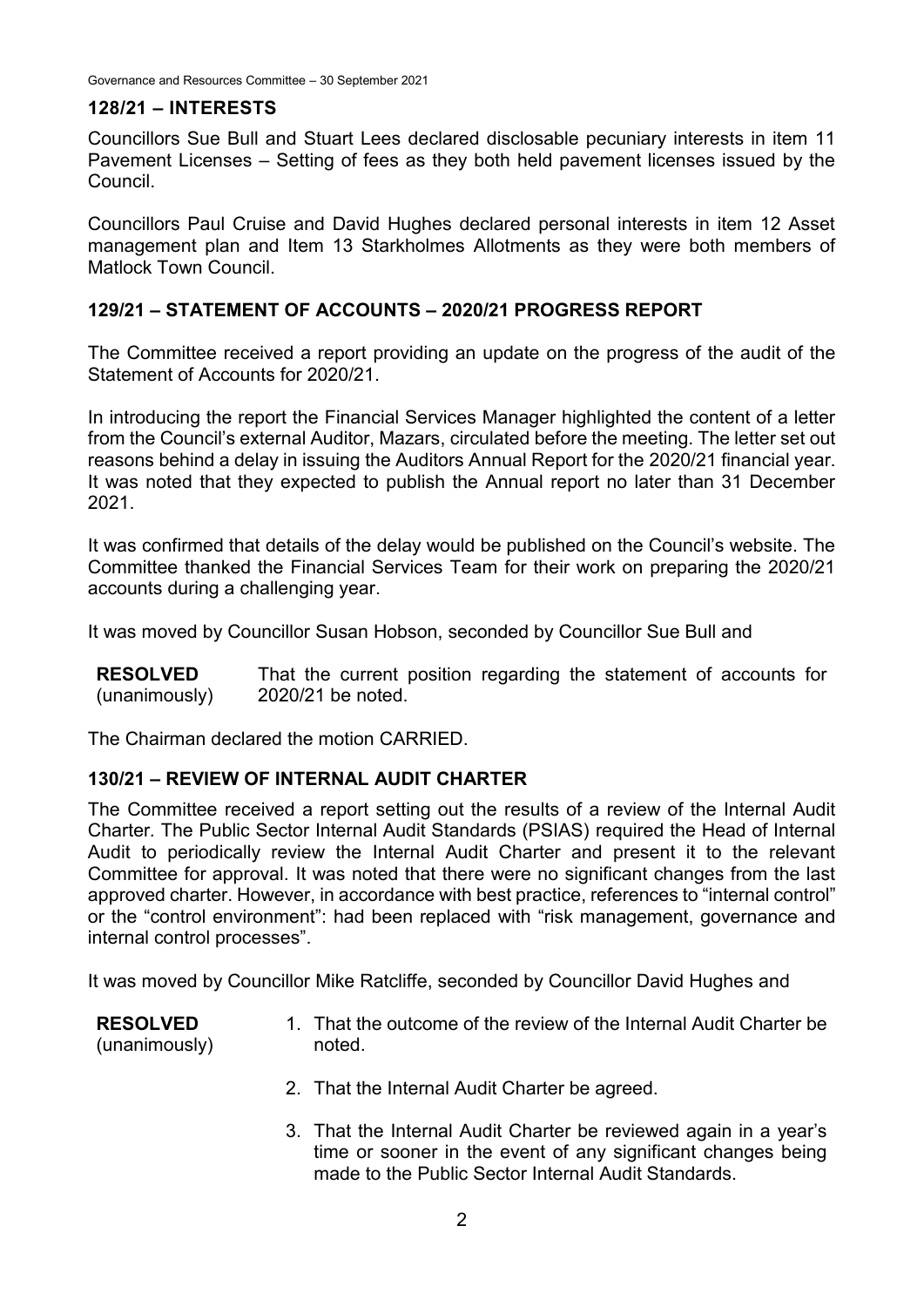### 128/21 – INTERESTS

Councillors Sue Bull and Stuart Lees declared disclosable pecuniary interests in item 11 Pavement Licenses – Setting of fees as they both held pavement licenses issued by the Council.

Councillors Paul Cruise and David Hughes declared personal interests in item 12 Asset management plan and Item 13 Starkholmes Allotments as they were both members of Matlock Town Council.

### 129/21 – STATEMENT OF ACCOUNTS – 2020/21 PROGRESS REPORT

The Committee received a report providing an update on the progress of the audit of the Statement of Accounts for 2020/21.

In introducing the report the Financial Services Manager highlighted the content of a letter from the Council's external Auditor, Mazars, circulated before the meeting. The letter set out reasons behind a delay in issuing the Auditors Annual Report for the 2020/21 financial year. It was noted that they expected to publish the Annual report no later than 31 December 2021.

It was confirmed that details of the delay would be published on the Council's website. The Committee thanked the Financial Services Team for their work on preparing the 2020/21 accounts during a challenging year.

It was moved by Councillor Susan Hobson, seconded by Councillor Sue Bull and

**RESOLVED** (unanimously) That the current position regarding the statement of accounts for 2020/21 be noted.

The Chairman declared the motion CARRIED.

### 130/21 – REVIEW OF INTERNAL AUDIT CHARTER

The Committee received a report setting out the results of a review of the Internal Audit Charter. The Public Sector Internal Audit Standards (PSIAS) required the Head of Internal Audit to periodically review the Internal Audit Charter and present it to the relevant Committee for approval. It was noted that there were no significant changes from the last approved charter. However, in accordance with best practice, references to "internal control" or the "control environment": had been replaced with "risk management, governance and internal control processes".

It was moved by Councillor Mike Ratcliffe, seconded by Councillor David Hughes and

**RESOLVED** (unanimously)

1. That the outcome of the review of the Internal Audit Charter be noted.
2. That the Internal Audit Charter be agreed.
3. That the Internal Audit Charter be reviewed again in a year's time or sooner in the event of any significant changes being made to the Public Sector Internal Audit Standards.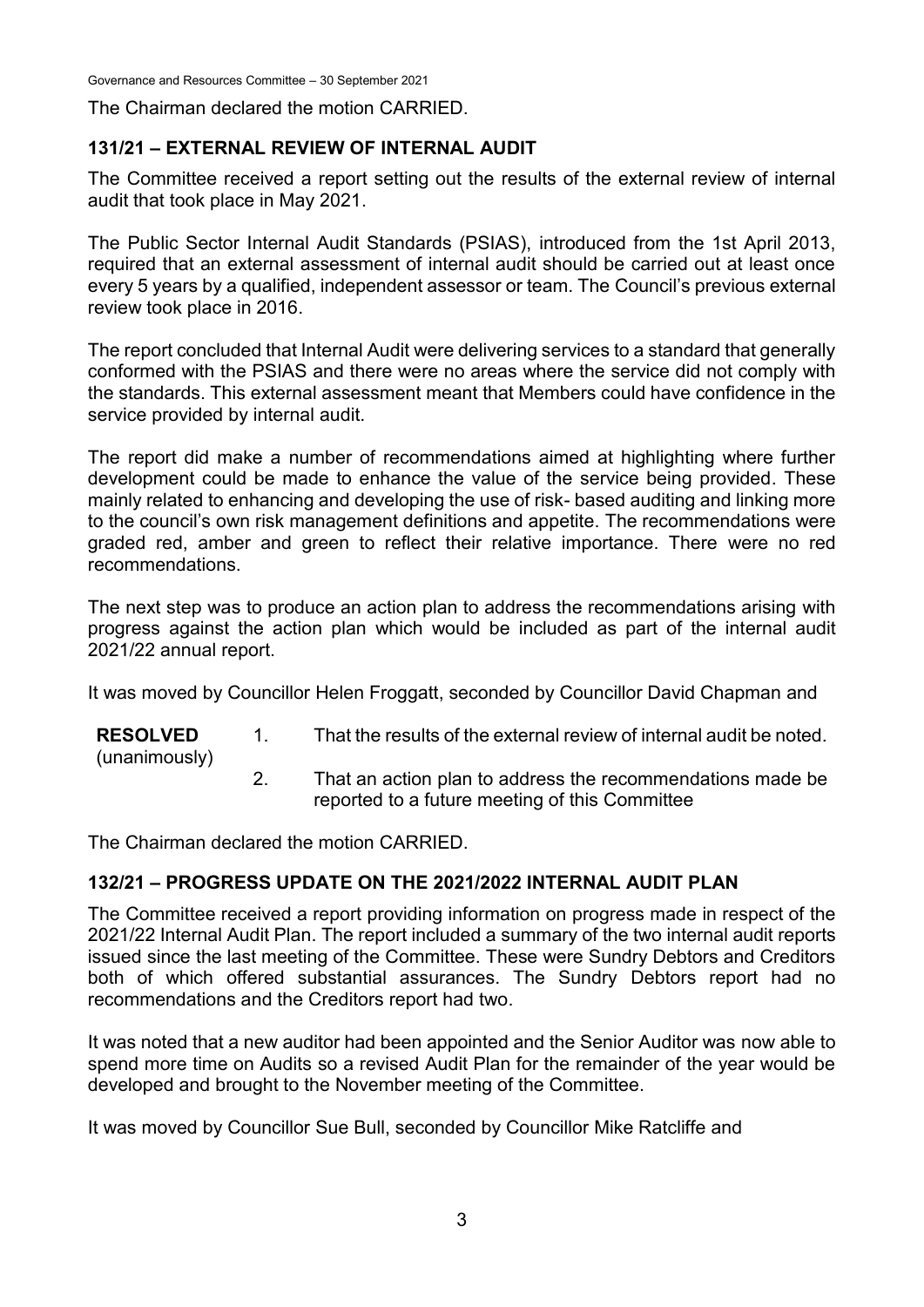The Chairman declared the motion CARRIED.

## 131/21 – EXTERNAL REVIEW OF INTERNAL AUDIT

The Committee received a report setting out the results of the external review of internal audit that took place in May 2021.

The Public Sector Internal Audit Standards (PSIAS), introduced from the 1st April 2013, required that an external assessment of internal audit should be carried out at least once every 5 years by a qualified, independent assessor or team. The Council's previous external review took place in 2016.

The report concluded that Internal Audit were delivering services to a standard that generally conformed with the PSIAS and there were no areas where the service did not comply with the standards. This external assessment meant that Members could have confidence in the service provided by internal audit.

The report did make a number of recommendations aimed at highlighting where further development could be made to enhance the value of the service being provided. These mainly related to enhancing and developing the use of risk- based auditing and linking more to the council's own risk management definitions and appetite. The recommendations were graded red, amber and green to reflect their relative importance. There were no red recommendations.

The next step was to produce an action plan to address the recommendations arising with progress against the action plan which would be included as part of the internal audit 2021/22 annual report.

It was moved by Councillor Helen Froggatt, seconded by Councillor David Chapman and

**RESOLVED** (unanimously)

1. That the results of the external review of internal audit be noted.
2. That an action plan to address the recommendations made be reported to a future meeting of this Committee

The Chairman declared the motion CARRIED.

## 132/21 – PROGRESS UPDATE ON THE 2021/2022 INTERNAL AUDIT PLAN

The Committee received a report providing information on progress made in respect of the 2021/22 Internal Audit Plan. The report included a summary of the two internal audit reports issued since the last meeting of the Committee. These were Sundry Debtors and Creditors both of which offered substantial assurances. The Sundry Debtors report had no recommendations and the Creditors report had two.

It was noted that a new auditor had been appointed and the Senior Auditor was now able to spend more time on Audits so a revised Audit Plan for the remainder of the year would be developed and brought to the November meeting of the Committee.

It was moved by Councillor Sue Bull, seconded by Councillor Mike Ratcliffe and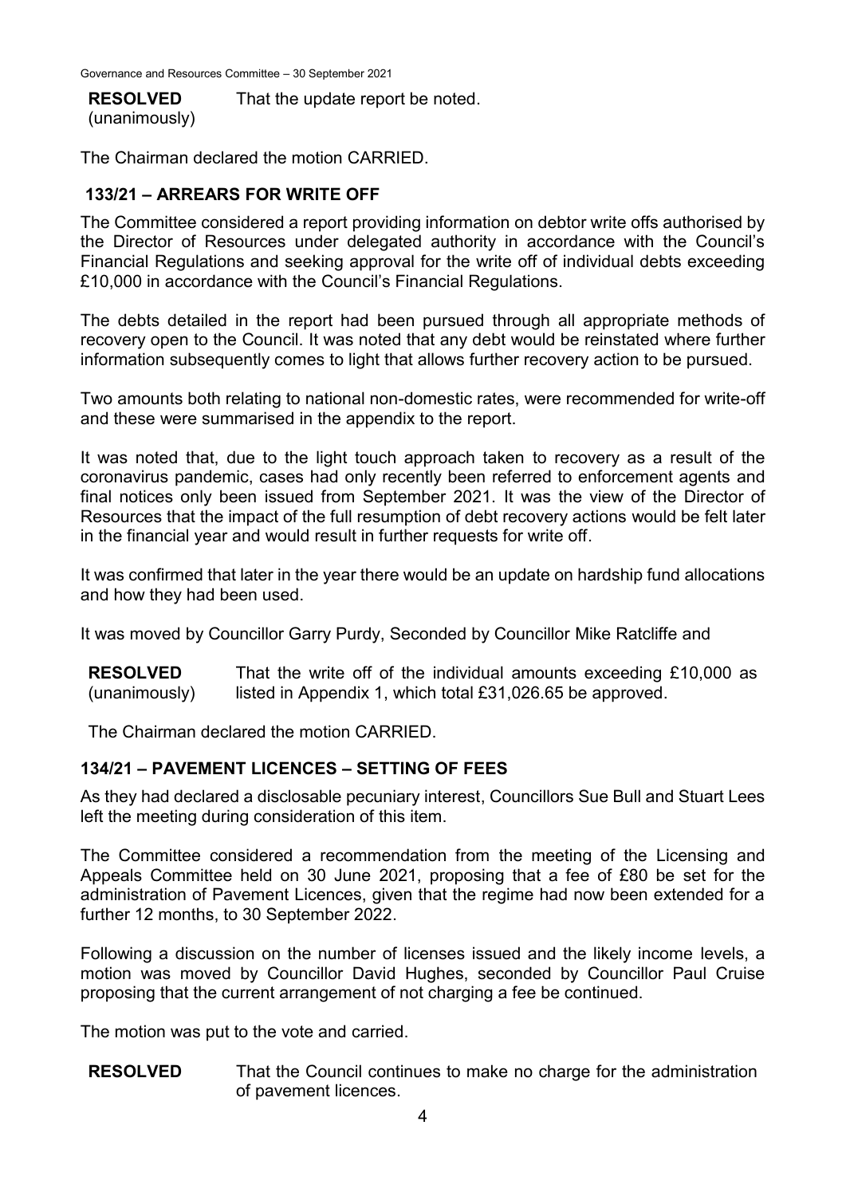**RESOLVED** (unanimously) That the update report be noted.

The Chairman declared the motion CARRIED.

## 133/21 – ARREARS FOR WRITE OFF

The Committee considered a report providing information on debtor write offs authorised by the Director of Resources under delegated authority in accordance with the Council's Financial Regulations and seeking approval for the write off of individual debts exceeding £10,000 in accordance with the Council's Financial Regulations.

The debts detailed in the report had been pursued through all appropriate methods of recovery open to the Council. It was noted that any debt would be reinstated where further information subsequently comes to light that allows further recovery action to be pursued.

Two amounts both relating to national non-domestic rates, were recommended for write-off and these were summarised in the appendix to the report.

It was noted that, due to the light touch approach taken to recovery as a result of the coronavirus pandemic, cases had only recently been referred to enforcement agents and final notices only been issued from September 2021. It was the view of the Director of Resources that the impact of the full resumption of debt recovery actions would be felt later in the financial year and would result in further requests for write off.

It was confirmed that later in the year there would be an update on hardship fund allocations and how they had been used.

It was moved by Councillor Garry Purdy, Seconded by Councillor Mike Ratcliffe and

**RESOLVED** (unanimously) That the write off of the individual amounts exceeding £10,000 as listed in Appendix 1, which total £31,026.65 be approved.

The Chairman declared the motion CARRIED.

## 134/21 – PAVEMENT LICENCES – SETTING OF FEES

As they had declared a disclosable pecuniary interest, Councillors Sue Bull and Stuart Lees left the meeting during consideration of this item.

The Committee considered a recommendation from the meeting of the Licensing and Appeals Committee held on 30 June 2021, proposing that a fee of £80 be set for the administration of Pavement Licences, given that the regime had now been extended for a further 12 months, to 30 September 2022.

Following a discussion on the number of licenses issued and the likely income levels, a motion was moved by Councillor David Hughes, seconded by Councillor Paul Cruise proposing that the current arrangement of not charging a fee be continued.

The motion was put to the vote and carried.

**RESOLVED** That the Council continues to make no charge for the administration of pavement licences.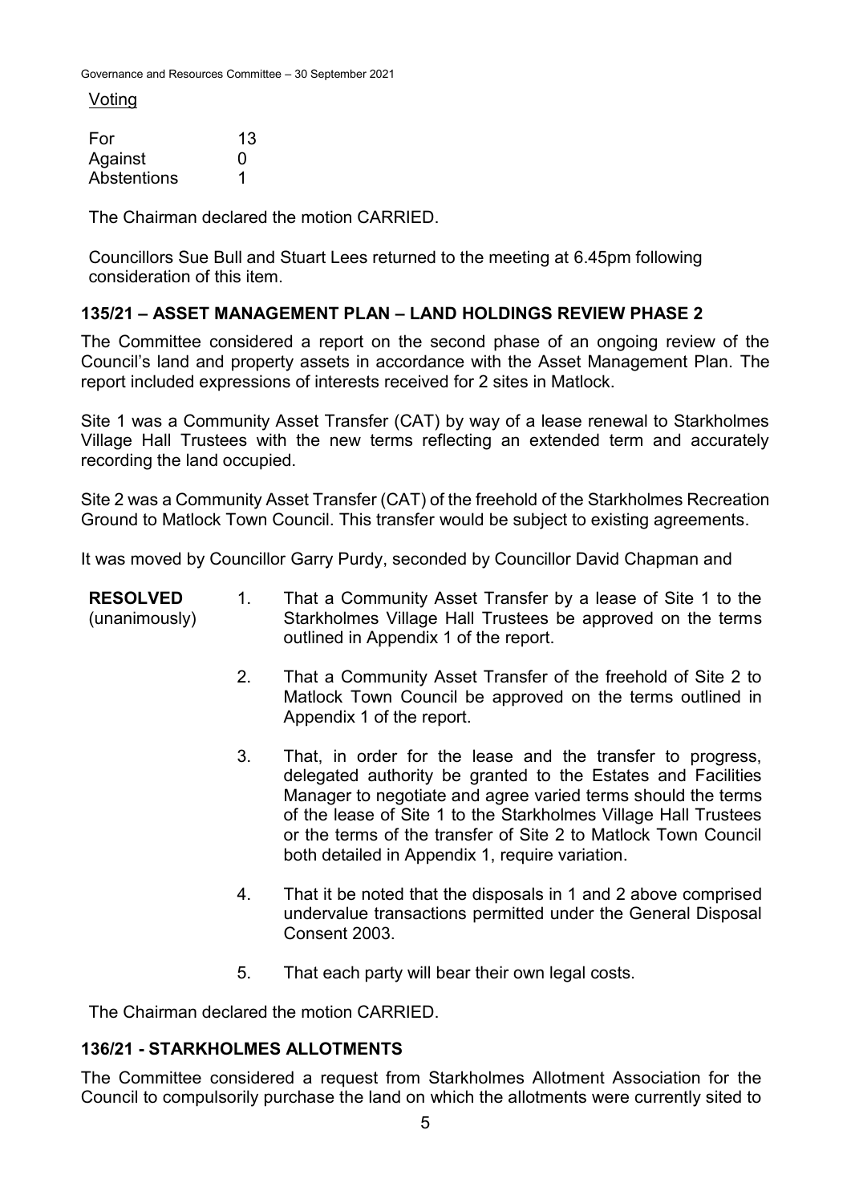Voting

| | |
|---|---|
| For | 13 |
| Against | 0 |
| Abstentions | 1 |

The Chairman declared the motion CARRIED.

Councillors Sue Bull and Stuart Lees returned to the meeting at 6.45pm following consideration of this item.

## 135/21 – ASSET MANAGEMENT PLAN – LAND HOLDINGS REVIEW PHASE 2

The Committee considered a report on the second phase of an ongoing review of the Council's land and property assets in accordance with the Asset Management Plan. The report included expressions of interests received for 2 sites in Matlock.

Site 1 was a Community Asset Transfer (CAT) by way of a lease renewal to Starkholmes Village Hall Trustees with the new terms reflecting an extended term and accurately recording the land occupied.

Site 2 was a Community Asset Transfer (CAT) of the freehold of the Starkholmes Recreation Ground to Matlock Town Council. This transfer would be subject to existing agreements.

It was moved by Councillor Garry Purdy, seconded by Councillor David Chapman and

**RESOLVED** (unanimously)

1. That a Community Asset Transfer by a lease of Site 1 to the Starkholmes Village Hall Trustees be approved on the terms outlined in Appendix 1 of the report.
2. That a Community Asset Transfer of the freehold of Site 2 to Matlock Town Council be approved on the terms outlined in Appendix 1 of the report.
3. That, in order for the lease and the transfer to progress, delegated authority be granted to the Estates and Facilities Manager to negotiate and agree varied terms should the terms of the lease of Site 1 to the Starkholmes Village Hall Trustees or the terms of the transfer of Site 2 to Matlock Town Council both detailed in Appendix 1, require variation.
4. That it be noted that the disposals in 1 and 2 above comprised undervalue transactions permitted under the General Disposal Consent 2003.
5. That each party will bear their own legal costs.

The Chairman declared the motion CARRIED.

## 136/21 - STARKHOLMES ALLOTMENTS

The Committee considered a request from Starkholmes Allotment Association for the Council to compulsorily purchase the land on which the allotments were currently sited to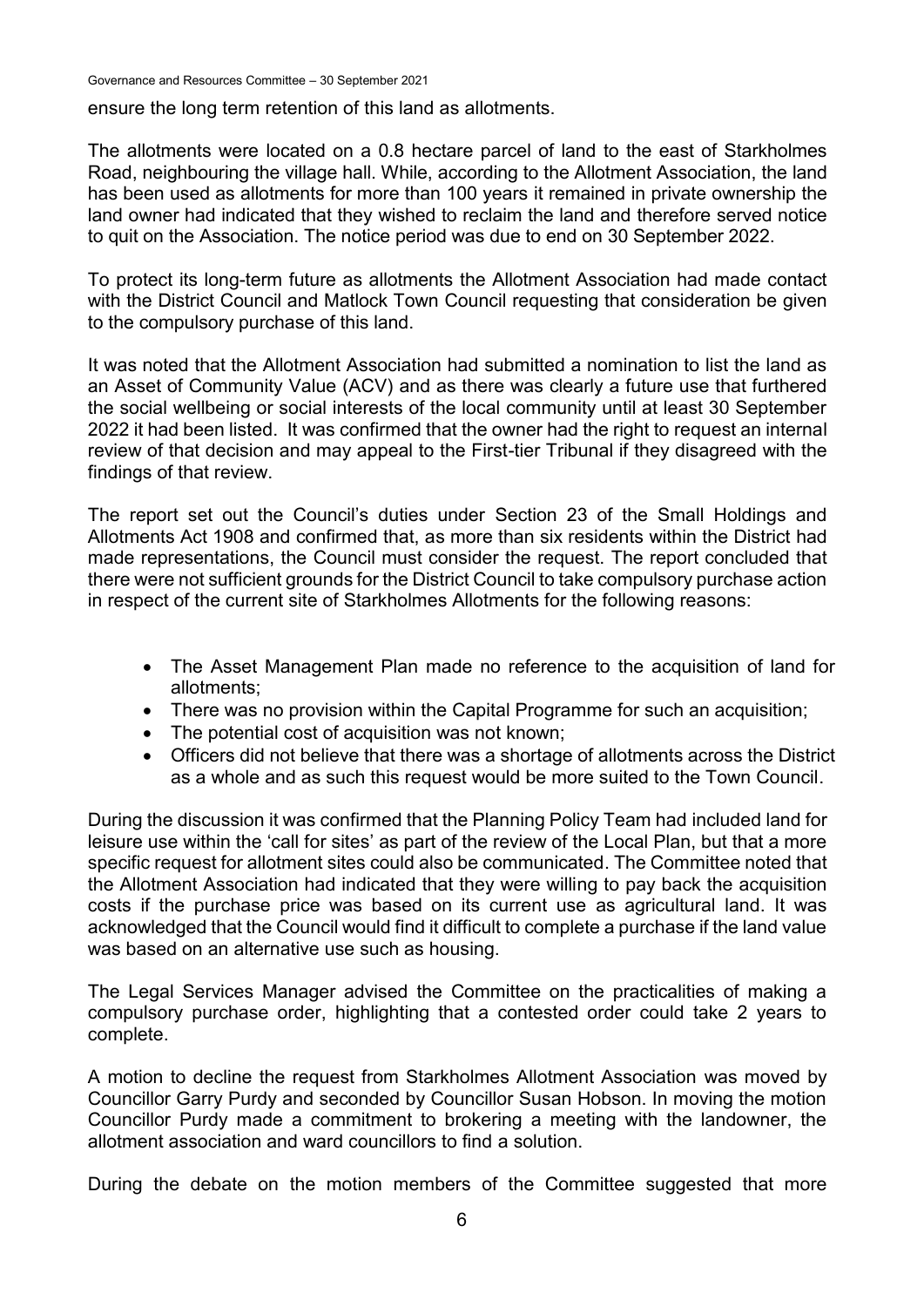ensure the long term retention of this land as allotments.

The allotments were located on a 0.8 hectare parcel of land to the east of Starkholmes Road, neighbouring the village hall. While, according to the Allotment Association, the land has been used as allotments for more than 100 years it remained in private ownership the land owner had indicated that they wished to reclaim the land and therefore served notice to quit on the Association. The notice period was due to end on 30 September 2022.

To protect its long-term future as allotments the Allotment Association had made contact with the District Council and Matlock Town Council requesting that consideration be given to the compulsory purchase of this land.

It was noted that the Allotment Association had submitted a nomination to list the land as an Asset of Community Value (ACV) and as there was clearly a future use that furthered the social wellbeing or social interests of the local community until at least 30 September 2022 it had been listed. It was confirmed that the owner had the right to request an internal review of that decision and may appeal to the First-tier Tribunal if they disagreed with the findings of that review.

The report set out the Council's duties under Section 23 of the Small Holdings and Allotments Act 1908 and confirmed that, as more than six residents within the District had made representations, the Council must consider the request. The report concluded that there were not sufficient grounds for the District Council to take compulsory purchase action in respect of the current site of Starkholmes Allotments for the following reasons:

- The Asset Management Plan made no reference to the acquisition of land for allotments;
- There was no provision within the Capital Programme for such an acquisition;
- The potential cost of acquisition was not known;
- Officers did not believe that there was a shortage of allotments across the District as a whole and as such this request would be more suited to the Town Council.

During the discussion it was confirmed that the Planning Policy Team had included land for leisure use within the 'call for sites' as part of the review of the Local Plan, but that a more specific request for allotment sites could also be communicated. The Committee noted that the Allotment Association had indicated that they were willing to pay back the acquisition costs if the purchase price was based on its current use as agricultural land. It was acknowledged that the Council would find it difficult to complete a purchase if the land value was based on an alternative use such as housing.

The Legal Services Manager advised the Committee on the practicalities of making a compulsory purchase order, highlighting that a contested order could take 2 years to complete.

A motion to decline the request from Starkholmes Allotment Association was moved by Councillor Garry Purdy and seconded by Councillor Susan Hobson. In moving the motion Councillor Purdy made a commitment to brokering a meeting with the landowner, the allotment association and ward councillors to find a solution.

During the debate on the motion members of the Committee suggested that more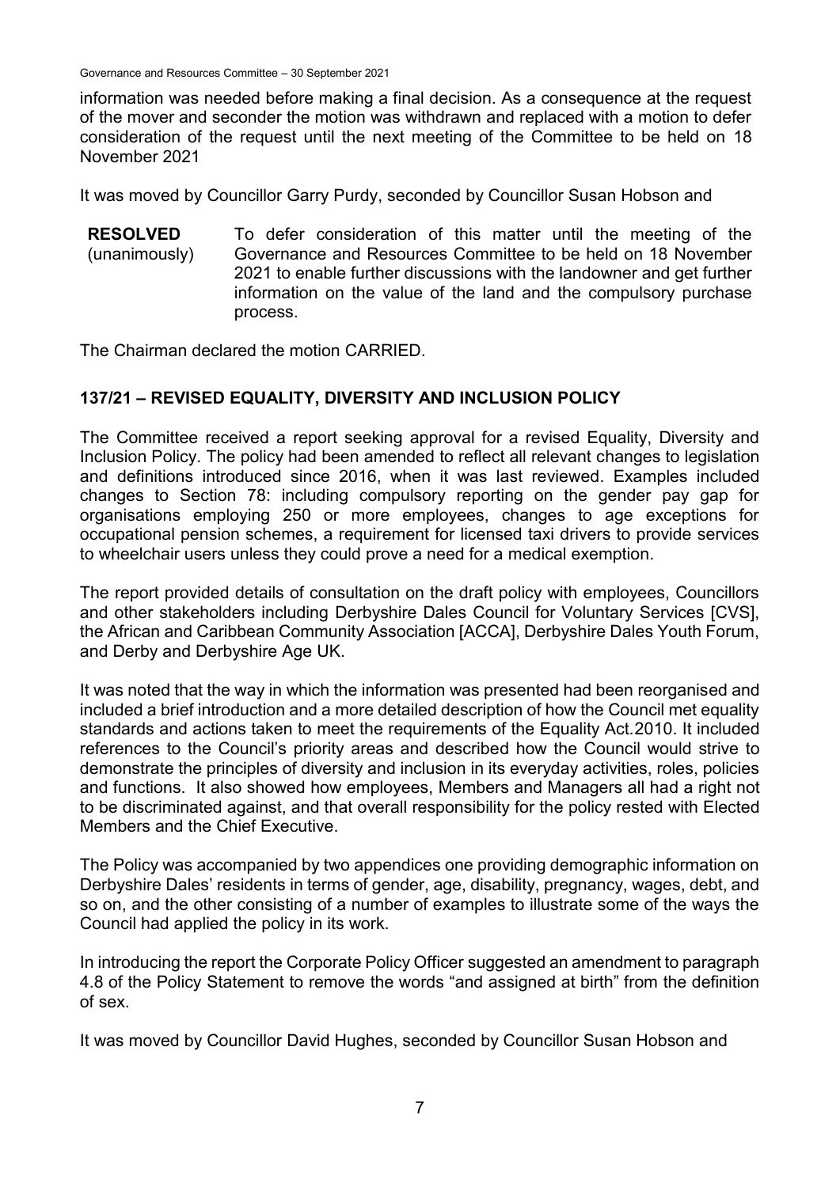information was needed before making a final decision. As a consequence at the request of the mover and seconder the motion was withdrawn and replaced with a motion to defer consideration of the request until the next meeting of the Committee to be held on 18 November 2021

It was moved by Councillor Garry Purdy, seconded by Councillor Susan Hobson and

**RESOLVED** (unanimously) To defer consideration of this matter until the meeting of the Governance and Resources Committee to be held on 18 November 2021 to enable further discussions with the landowner and get further information on the value of the land and the compulsory purchase process.

The Chairman declared the motion CARRIED.

## 137/21 – REVISED EQUALITY, DIVERSITY AND INCLUSION POLICY

The Committee received a report seeking approval for a revised Equality, Diversity and Inclusion Policy. The policy had been amended to reflect all relevant changes to legislation and definitions introduced since 2016, when it was last reviewed. Examples included changes to Section 78: including compulsory reporting on the gender pay gap for organisations employing 250 or more employees, changes to age exceptions for occupational pension schemes, a requirement for licensed taxi drivers to provide services to wheelchair users unless they could prove a need for a medical exemption.

The report provided details of consultation on the draft policy with employees, Councillors and other stakeholders including Derbyshire Dales Council for Voluntary Services [CVS], the African and Caribbean Community Association [ACCA], Derbyshire Dales Youth Forum, and Derby and Derbyshire Age UK.

It was noted that the way in which the information was presented had been reorganised and included a brief introduction and a more detailed description of how the Council met equality standards and actions taken to meet the requirements of the Equality Act.2010. It included references to the Council's priority areas and described how the Council would strive to demonstrate the principles of diversity and inclusion in its everyday activities, roles, policies and functions. It also showed how employees, Members and Managers all had a right not to be discriminated against, and that overall responsibility for the policy rested with Elected Members and the Chief Executive.

The Policy was accompanied by two appendices one providing demographic information on Derbyshire Dales' residents in terms of gender, age, disability, pregnancy, wages, debt, and so on, and the other consisting of a number of examples to illustrate some of the ways the Council had applied the policy in its work.

In introducing the report the Corporate Policy Officer suggested an amendment to paragraph 4.8 of the Policy Statement to remove the words "and assigned at birth" from the definition of sex.

It was moved by Councillor David Hughes, seconded by Councillor Susan Hobson and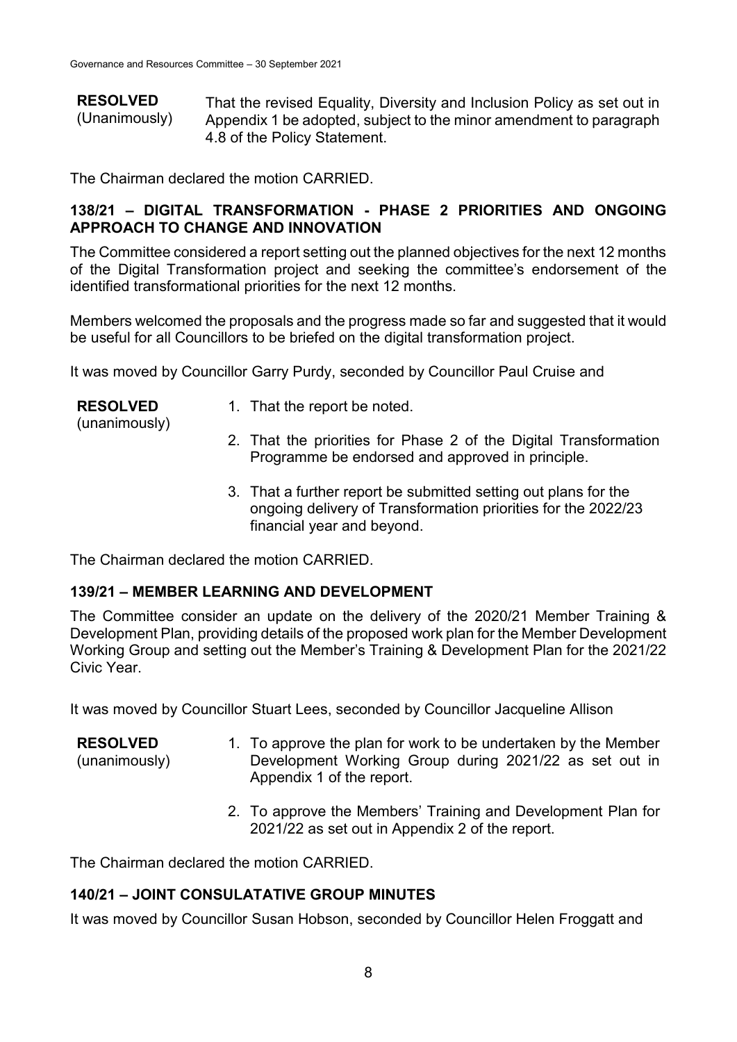**RESOLVED** (Unanimously)

That the revised Equality, Diversity and Inclusion Policy as set out in Appendix 1 be adopted, subject to the minor amendment to paragraph 4.8 of the Policy Statement.

The Chairman declared the motion CARRIED.

### 138/21 – DIGITAL TRANSFORMATION - PHASE 2 PRIORITIES AND ONGOING APPROACH TO CHANGE AND INNOVATION

The Committee considered a report setting out the planned objectives for the next 12 months of the Digital Transformation project and seeking the committee's endorsement of the identified transformational priorities for the next 12 months.

Members welcomed the proposals and the progress made so far and suggested that it would be useful for all Councillors to be briefed on the digital transformation project.

It was moved by Councillor Garry Purdy, seconded by Councillor Paul Cruise and

**RESOLVED** (unanimously)

1. That the report be noted.
2. That the priorities for Phase 2 of the Digital Transformation Programme be endorsed and approved in principle.
3. That a further report be submitted setting out plans for the ongoing delivery of Transformation priorities for the 2022/23 financial year and beyond.

The Chairman declared the motion CARRIED.

### 139/21 – MEMBER LEARNING AND DEVELOPMENT

The Committee consider an update on the delivery of the 2020/21 Member Training & Development Plan, providing details of the proposed work plan for the Member Development Working Group and setting out the Member's Training & Development Plan for the 2021/22 Civic Year.

It was moved by Councillor Stuart Lees, seconded by Councillor Jacqueline Allison

**RESOLVED** (unanimously)

1. To approve the plan for work to be undertaken by the Member Development Working Group during 2021/22 as set out in Appendix 1 of the report.
2. To approve the Members' Training and Development Plan for 2021/22 as set out in Appendix 2 of the report.

The Chairman declared the motion CARRIED.

### 140/21 – JOINT CONSULATATIVE GROUP MINUTES

It was moved by Councillor Susan Hobson, seconded by Councillor Helen Froggatt and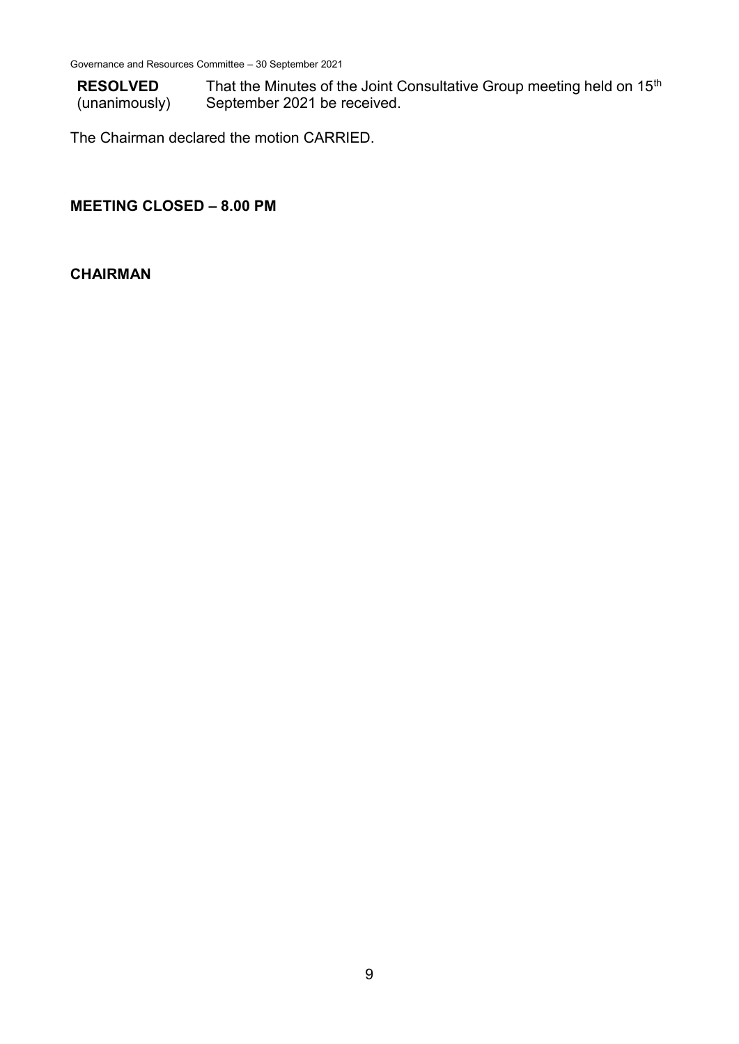**RESOLVED** (unanimously) That the Minutes of the Joint Consultative Group meeting held on 15th September 2021 be received.

The Chairman declared the motion CARRIED.

**MEETING CLOSED – 8.00 PM**

**CHAIRMAN**